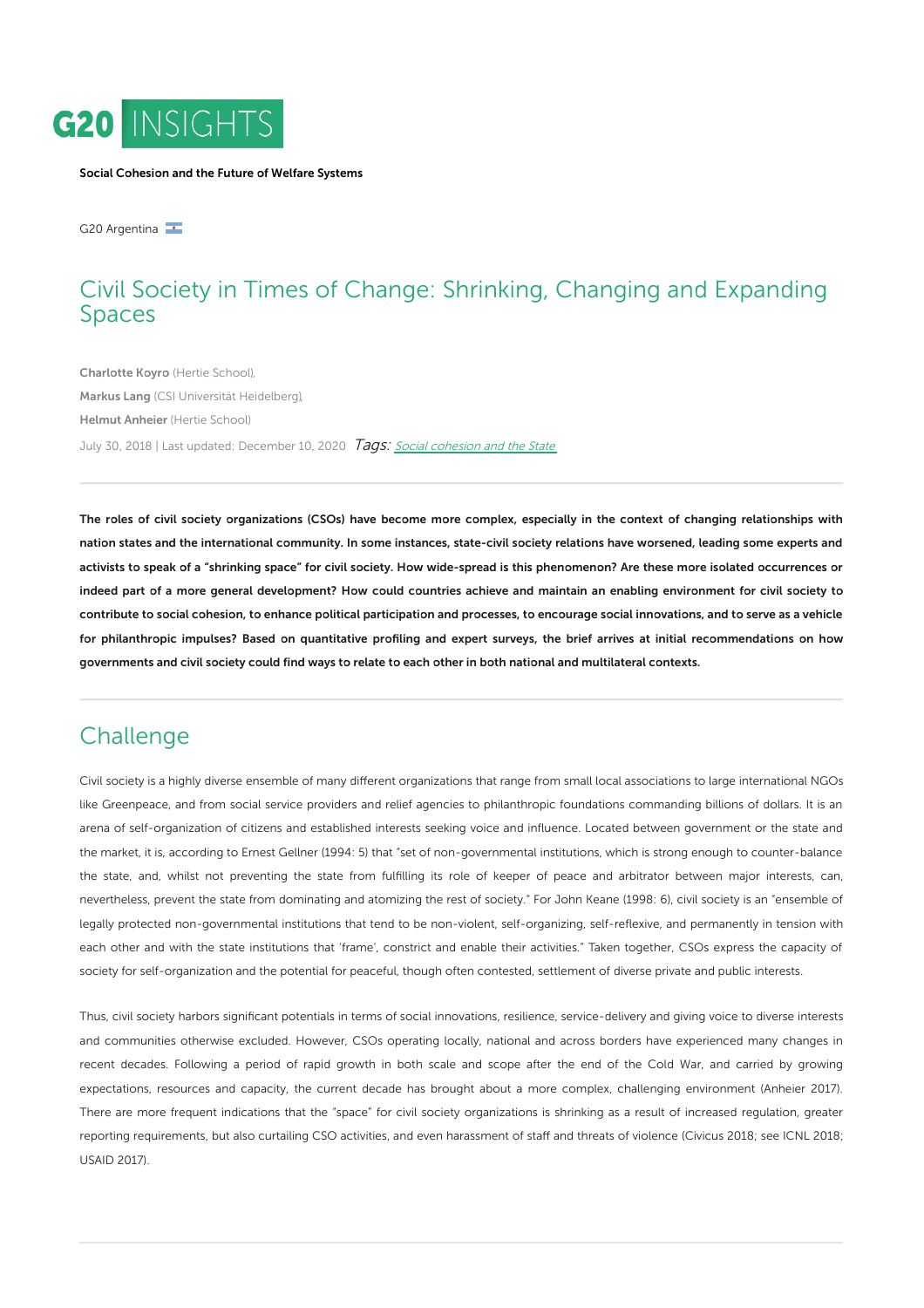G20 INSIGHTS

**Social Cohesion and the Future of Welfare Systems**

G20 Argentina

# Civil Society in Times of Change: Shrinking, Changing and Expanding Spaces

**Charlotte Koyro** (Hertie School),
**Markus Lang** (CSI Universität Heidelberg),
**Helmut Anheier** (Hertie School)

July 30, 2018 | Last updated: December 10, 2020 *Tags:* *Social cohesion and the State*

**The roles of civil society organizations (CSOs) have become more complex, especially in the context of changing relationships with nation states and the international community. In some instances, state-civil society relations have worsened, leading some experts and activists to speak of a "shrinking space" for civil society. How wide-spread is this phenomenon? Are these more isolated occurrences or indeed part of a more general development? How could countries achieve and maintain an enabling environment for civil society to contribute to social cohesion, to enhance political participation and processes, to encourage social innovations, and to serve as a vehicle for philanthropic impulses? Based on quantitative profiling and expert surveys, the brief arrives at initial recommendations on how governments and civil society could find ways to relate to each other in both national and multilateral contexts.**

## Challenge

Civil society is a highly diverse ensemble of many different organizations that range from small local associations to large international NGOs like Greenpeace, and from social service providers and relief agencies to philanthropic foundations commanding billions of dollars. It is an arena of self-organization of citizens and established interests seeking voice and influence. Located between government or the state and the market, it is, according to Ernest Gellner (1994: 5) that "set of non-governmental institutions, which is strong enough to counter-balance the state, and, whilst not preventing the state from fulfilling its role of keeper of peace and arbitrator between major interests, can, nevertheless, prevent the state from dominating and atomizing the rest of society." For John Keane (1998: 6), civil society is an "ensemble of legally protected non-governmental institutions that tend to be non-violent, self-organizing, self-reflexive, and permanently in tension with each other and with the state institutions that 'frame', constrict and enable their activities." Taken together, CSOs express the capacity of society for self-organization and the potential for peaceful, though often contested, settlement of diverse private and public interests.

Thus, civil society harbors significant potentials in terms of social innovations, resilience, service-delivery and giving voice to diverse interests and communities otherwise excluded. However, CSOs operating locally, national and across borders have experienced many changes in recent decades. Following a period of rapid growth in both scale and scope after the end of the Cold War, and carried by growing expectations, resources and capacity, the current decade has brought about a more complex, challenging environment (Anheier 2017). There are more frequent indications that the "space" for civil society organizations is shrinking as a result of increased regulation, greater reporting requirements, but also curtailing CSO activities, and even harassment of staff and threats of violence (Civicus 2018; see ICNL 2018; USAID 2017).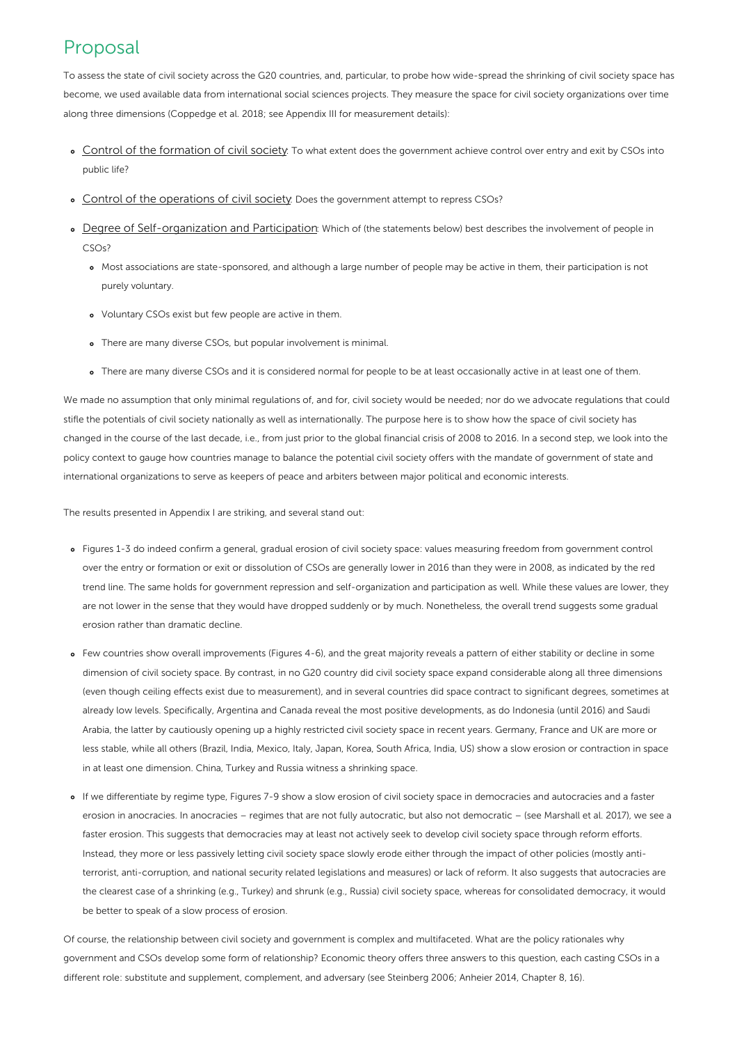## Proposal

To assess the state of civil society across the G20 countries, and, particular, to probe how wide-spread the shrinking of civil society space has become, we used available data from international social sciences projects. They measure the space for civil society organizations over time along three dimensions (Coppedge et al. 2018; see Appendix III for measurement details):

- Control of the formation of civil society: To what extent does the government achieve control over entry and exit by CSOs into public life?
- Control of the operations of civil society: Does the government attempt to repress CSOs?
- Degree of Self-organization and Participation: Which of (the statements below) best describes the involvement of people in CSOs?
  - Most associations are state-sponsored, and although a large number of people may be active in them, their participation is not purely voluntary.
  - Voluntary CSOs exist but few people are active in them.
  - There are many diverse CSOs, but popular involvement is minimal.
  - There are many diverse CSOs and it is considered normal for people to be at least occasionally active in at least one of them.

We made no assumption that only minimal regulations of, and for, civil society would be needed; nor do we advocate regulations that could stifle the potentials of civil society nationally as well as internationally. The purpose here is to show how the space of civil society has changed in the course of the last decade, i.e., from just prior to the global financial crisis of 2008 to 2016. In a second step, we look into the policy context to gauge how countries manage to balance the potential civil society offers with the mandate of government of state and international organizations to serve as keepers of peace and arbiters between major political and economic interests.

The results presented in Appendix I are striking, and several stand out:

- Figures 1-3 do indeed confirm a general, gradual erosion of civil society space: values measuring freedom from government control over the entry or formation or exit or dissolution of CSOs are generally lower in 2016 than they were in 2008, as indicated by the red trend line. The same holds for government repression and self-organization and participation as well. While these values are lower, they are not lower in the sense that they would have dropped suddenly or by much. Nonetheless, the overall trend suggests some gradual erosion rather than dramatic decline.
- Few countries show overall improvements (Figures 4-6), and the great majority reveals a pattern of either stability or decline in some dimension of civil society space. By contrast, in no G20 country did civil society space expand considerable along all three dimensions (even though ceiling effects exist due to measurement), and in several countries did space contract to significant degrees, sometimes at already low levels. Specifically, Argentina and Canada reveal the most positive developments, as do Indonesia (until 2016) and Saudi Arabia, the latter by cautiously opening up a highly restricted civil society space in recent years. Germany, France and UK are more or less stable, while all others (Brazil, India, Mexico, Italy, Japan, Korea, South Africa, India, US) show a slow erosion or contraction in space in at least one dimension. China, Turkey and Russia witness a shrinking space.
- If we differentiate by regime type, Figures 7-9 show a slow erosion of civil society space in democracies and autocracies and a faster erosion in anocracies. In anocracies – regimes that are not fully autocratic, but also not democratic – (see Marshall et al. 2017), we see a faster erosion. This suggests that democracies may at least not actively seek to develop civil society space through reform efforts. Instead, they more or less passively letting civil society space slowly erode either through the impact of other policies (mostly anti-terrorist, anti-corruption, and national security related legislations and measures) or lack of reform. It also suggests that autocracies are the clearest case of a shrinking (e.g., Turkey) and shrunk (e.g., Russia) civil society space, whereas for consolidated democracy, it would be better to speak of a slow process of erosion.

Of course, the relationship between civil society and government is complex and multifaceted. What are the policy rationales why government and CSOs develop some form of relationship? Economic theory offers three answers to this question, each casting CSOs in a different role: substitute and supplement, complement, and adversary (see Steinberg 2006; Anheier 2014, Chapter 8, 16).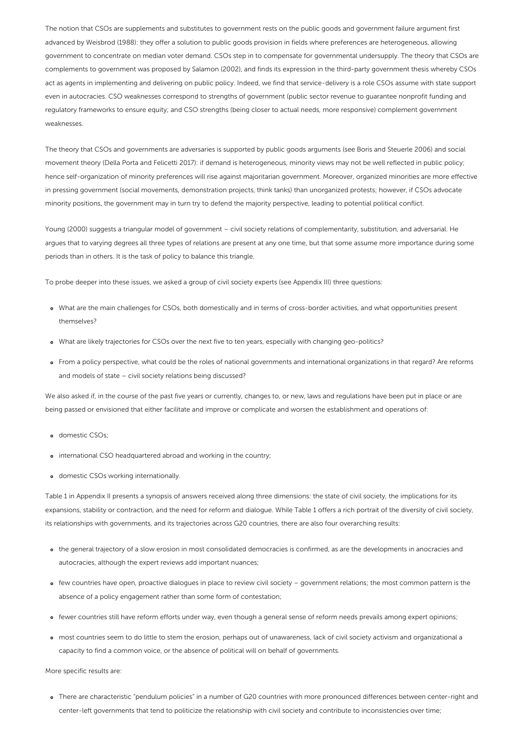The notion that CSOs are supplements and substitutes to government rests on the public goods and government failure argument first advanced by Weisbrod (1988): they offer a solution to public goods provision in fields where preferences are heterogeneous, allowing government to concentrate on median voter demand. CSOs step in to compensate for governmental undersupply. The theory that CSOs are complements to government was proposed by Salamon (2002), and finds its expression in the third-party government thesis whereby CSOs act as agents in implementing and delivering on public policy. Indeed, we find that service-delivery is a role CSOs assume with state support even in autocracies. CSO weaknesses correspond to strengths of government (public sector revenue to guarantee nonprofit funding and regulatory frameworks to ensure equity; and CSO strengths (being closer to actual needs, more responsive) complement government weaknesses.

The theory that CSOs and governments are adversaries is supported by public goods arguments (see Boris and Steuerle 2006) and social movement theory (Della Porta and Felicetti 2017): if demand is heterogeneous, minority views may not be well reflected in public policy; hence self-organization of minority preferences will rise against majoritarian government. Moreover, organized minorities are more effective in pressing government (social movements, demonstration projects, think tanks) than unorganized protests; however, if CSOs advocate minority positions, the government may in turn try to defend the majority perspective, leading to potential political conflict.

Young (2000) suggests a triangular model of government – civil society relations of complementarity, substitution, and adversarial. He argues that to varying degrees all three types of relations are present at any one time, but that some assume more importance during some periods than in others. It is the task of policy to balance this triangle.

To probe deeper into these issues, we asked a group of civil society experts (see Appendix III) three questions:

- What are the main challenges for CSOs, both domestically and in terms of cross-border activities, and what opportunities present themselves?
- What are likely trajectories for CSOs over the next five to ten years, especially with changing geo-politics?
- From a policy perspective, what could be the roles of national governments and international organizations in that regard? Are reforms and models of state – civil society relations being discussed?

We also asked if, in the course of the past five years or currently, changes to, or new, laws and regulations have been put in place or are being passed or envisioned that either facilitate and improve or complicate and worsen the establishment and operations of:

- domestic CSOs;
- international CSO headquartered abroad and working in the country;
- domestic CSOs working internationally.

Table 1 in Appendix II presents a synopsis of answers received along three dimensions: the state of civil society, the implications for its expansions, stability or contraction, and the need for reform and dialogue. While Table 1 offers a rich portrait of the diversity of civil society, its relationships with governments, and its trajectories across G20 countries, there are also four overarching results:

- the general trajectory of a slow erosion in most consolidated democracies is confirmed, as are the developments in anocracies and autocracies, although the expert reviews add important nuances;
- few countries have open, proactive dialogues in place to review civil society – government relations; the most common pattern is the absence of a policy engagement rather than some form of contestation;
- fewer countries still have reform efforts under way, even though a general sense of reform needs prevails among expert opinions;
- most countries seem to do little to stem the erosion, perhaps out of unawareness, lack of civil society activism and organizational a capacity to find a common voice, or the absence of political will on behalf of governments.

More specific results are:

- There are characteristic "pendulum policies" in a number of G20 countries with more pronounced differences between center-right and center-left governments that tend to politicize the relationship with civil society and contribute to inconsistencies over time;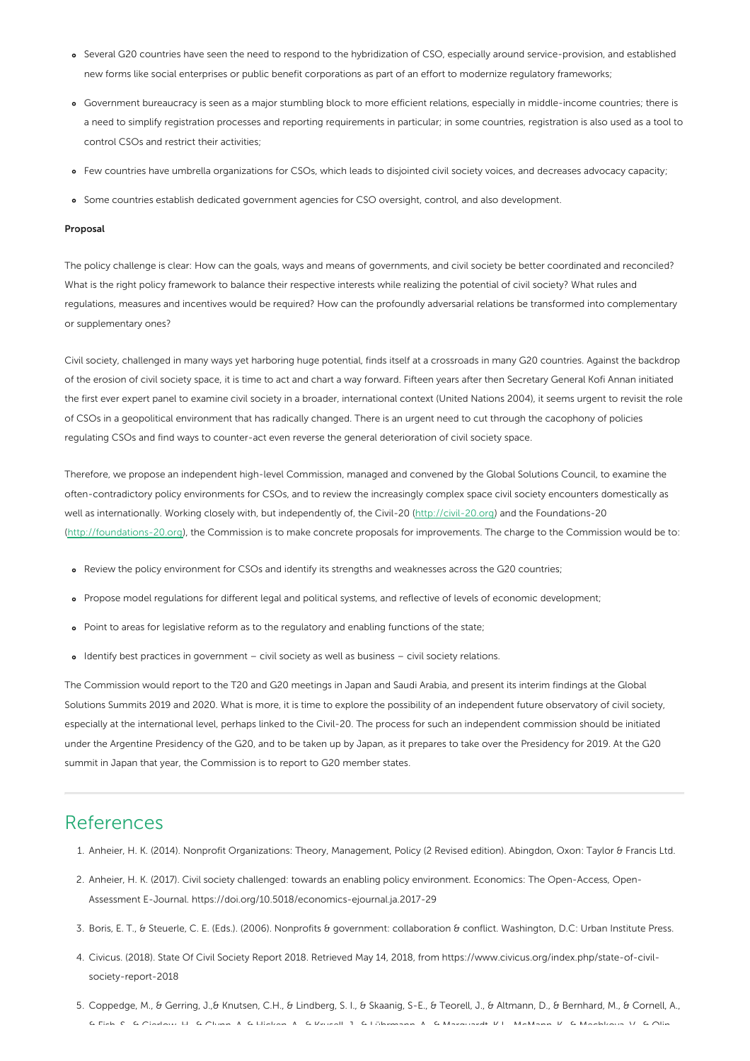- Several G20 countries have seen the need to respond to the hybridization of CSO, especially around service-provision, and established new forms like social enterprises or public benefit corporations as part of an effort to modernize regulatory frameworks;
- Government bureaucracy is seen as a major stumbling block to more efficient relations, especially in middle-income countries; there is a need to simplify registration processes and reporting requirements in particular; in some countries, registration is also used as a tool to control CSOs and restrict their activities;
- Few countries have umbrella organizations for CSOs, which leads to disjointed civil society voices, and decreases advocacy capacity;
- Some countries establish dedicated government agencies for CSO oversight, control, and also development.

**Proposal**

The policy challenge is clear: How can the goals, ways and means of governments, and civil society be better coordinated and reconciled? What is the right policy framework to balance their respective interests while realizing the potential of civil society? What rules and regulations, measures and incentives would be required? How can the profoundly adversarial relations be transformed into complementary or supplementary ones?

Civil society, challenged in many ways yet harboring huge potential, finds itself at a crossroads in many G20 countries. Against the backdrop of the erosion of civil society space, it is time to act and chart a way forward. Fifteen years after then Secretary General Kofi Annan initiated the first ever expert panel to examine civil society in a broader, international context (United Nations 2004), it seems urgent to revisit the role of CSOs in a geopolitical environment that has radically changed. There is an urgent need to cut through the cacophony of policies regulating CSOs and find ways to counter-act even reverse the general deterioration of civil society space.

Therefore, we propose an independent high-level Commission, managed and convened by the Global Solutions Council, to examine the often-contradictory policy environments for CSOs, and to review the increasingly complex space civil society encounters domestically as well as internationally. Working closely with, but independently of, the Civil-20 (http://civil-20.org) and the Foundations-20 (http://foundations-20.org), the Commission is to make concrete proposals for improvements. The charge to the Commission would be to:

- Review the policy environment for CSOs and identify its strengths and weaknesses across the G20 countries;
- Propose model regulations for different legal and political systems, and reflective of levels of economic development;
- Point to areas for legislative reform as to the regulatory and enabling functions of the state;
- Identify best practices in government – civil society as well as business – civil society relations.

The Commission would report to the T20 and G20 meetings in Japan and Saudi Arabia, and present its interim findings at the Global Solutions Summits 2019 and 2020. What is more, it is time to explore the possibility of an independent future observatory of civil society, especially at the international level, perhaps linked to the Civil-20. The process for such an independent commission should be initiated under the Argentine Presidency of the G20, and to be taken up by Japan, as it prepares to take over the Presidency for 2019. At the G20 summit in Japan that year, the Commission is to report to G20 member states.

## References

1. Anheier, H. K. (2014). Nonprofit Organizations: Theory, Management, Policy (2 Revised edition). Abingdon, Oxon: Taylor & Francis Ltd.
2. Anheier, H. K. (2017). Civil society challenged: towards an enabling policy environment. Economics: The Open-Access, Open-Assessment E-Journal. https://doi.org/10.5018/economics-ejournal.ja.2017-29
3. Boris, E. T., & Steuerle, C. E. (Eds.). (2006). Nonprofits & government: collaboration & conflict. Washington, D.C: Urban Institute Press.
4. Civicus. (2018). State Of Civil Society Report 2018. Retrieved May 14, 2018, from https://www.civicus.org/index.php/state-of-civil-society-report-2018
5. Coppedge, M., & Gerring, J.,& Knutsen, C.H., & Lindberg, S. I., & Skaanig, S-E., & Teorell, J., & Altmann, D., & Bernhard, M., & Cornell, A.,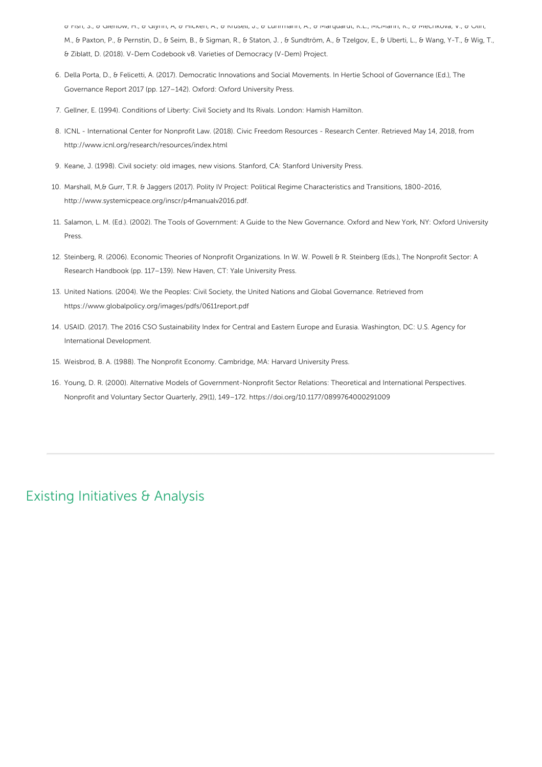& Fish, S., & Glenlow, H., & Glynn, A, & Hicken, A., & Krusell, J., & Luhrmann, A., & Marquardt, K.L., McMann, K., & Mechkova, V., & Olin, M., & Paxton, P., & Pernstin, D., & Seim, B., & Sigman, R., & Staton, J. , & Sundtröm, A., & Tzelgov, E., & Uberti, L., & Wang, Y-T., & Wig, T., & Ziblatt, D. (2018). V-Dem Codebook v8. Varieties of Democracy (V-Dem) Project.

6. Della Porta, D., & Felicetti, A. (2017). Democratic Innovations and Social Movements. In Hertie School of Governance (Ed.), The Governance Report 2017 (pp. 127–142). Oxford: Oxford University Press.
7. Gellner, E. (1994). Conditions of Liberty: Civil Society and Its Rivals. London: Hamish Hamilton.
8. ICNL - International Center for Nonprofit Law. (2018). Civic Freedom Resources - Research Center. Retrieved May 14, 2018, from http://www.icnl.org/research/resources/index.html
9. Keane, J. (1998). Civil society: old images, new visions. Stanford, CA: Stanford University Press.
10. Marshall, M,& Gurr, T.R. & Jaggers (2017). Polity IV Project: Political Regime Characteristics and Transitions, 1800-2016, http://www.systemicpeace.org/inscr/p4manualv2016.pdf.
11. Salamon, L. M. (Ed.). (2002). The Tools of Government: A Guide to the New Governance. Oxford and New York, NY: Oxford University Press.
12. Steinberg, R. (2006). Economic Theories of Nonprofit Organizations. In W. W. Powell & R. Steinberg (Eds.), The Nonprofit Sector: A Research Handbook (pp. 117–139). New Haven, CT: Yale University Press.
13. United Nations. (2004). We the Peoples: Civil Society, the United Nations and Global Governance. Retrieved from https://www.globalpolicy.org/images/pdfs/0611report.pdf
14. USAID. (2017). The 2016 CSO Sustainability Index for Central and Eastern Europe and Eurasia. Washington, DC: U.S. Agency for International Development.
15. Weisbrod, B. A. (1988). The Nonprofit Economy. Cambridge, MA: Harvard University Press.
16. Young, D. R. (2000). Alternative Models of Government-Nonprofit Sector Relations: Theoretical and International Perspectives. Nonprofit and Voluntary Sector Quarterly, 29(1), 149–172. https://doi.org/10.1177/0899764000291009

---

## Existing Initiatives & Analysis